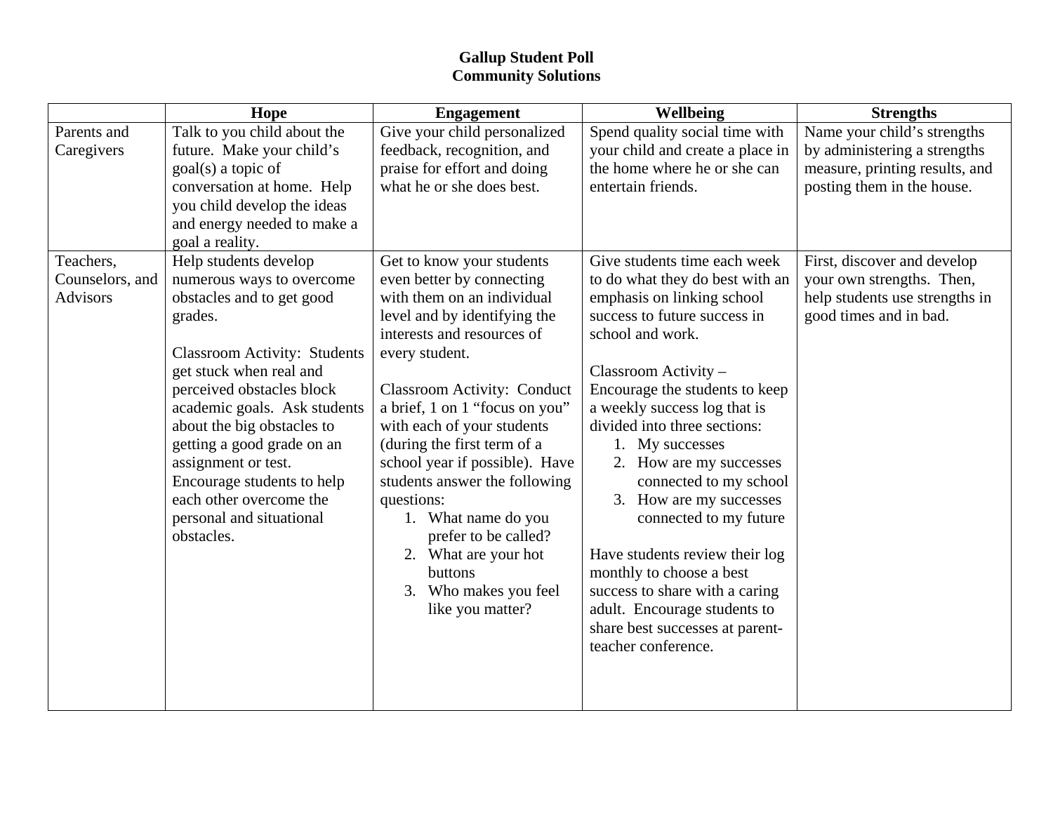# Gallup Student Poll
## Community Solutions

| | Hope | Engagement | Wellbeing | Strengths |
|---|---|---|---|---|
| Parents and Caregivers | Talk to you child about the future. Make your child's goal(s) a topic of conversation at home. Help you child develop the ideas and energy needed to make a goal a reality. | Give your child personalized feedback, recognition, and praise for effort and doing what he or she does best. | Spend quality social time with your child and create a place in the home where he or she can entertain friends. | Name your child's strengths by administering a strengths measure, printing results, and posting them in the house. |
| Teachers, Counselors, and Advisors | Help students develop numerous ways to overcome obstacles and to get good grades.<br><br>Classroom Activity: Students get stuck when real and perceived obstacles block academic goals. Ask students about the big obstacles to getting a good grade on an assignment or test. Encourage students to help each other overcome the personal and situational obstacles. | Get to know your students even better by connecting with them on an individual level and by identifying the interests and resources of every student.<br><br>Classroom Activity: Conduct a brief, 1 on 1 "focus on you" with each of your students (during the first term of a school year if possible). Have students answer the following questions:<br>1. What name do you prefer to be called?<br>2. What are your hot buttons<br>3. Who makes you feel like you matter? | Give students time each week to do what they do best with an emphasis on linking school success to future success in school and work.<br><br>Classroom Activity – Encourage the students to keep a weekly success log that is divided into three sections:<br>1. My successes<br>2. How are my successes connected to my school<br>3. How are my successes connected to my future<br><br>Have students review their log monthly to choose a best success to share with a caring adult. Encourage students to share best successes at parent-teacher conference. | First, discover and develop your own strengths. Then, help students use strengths in good times and in bad. |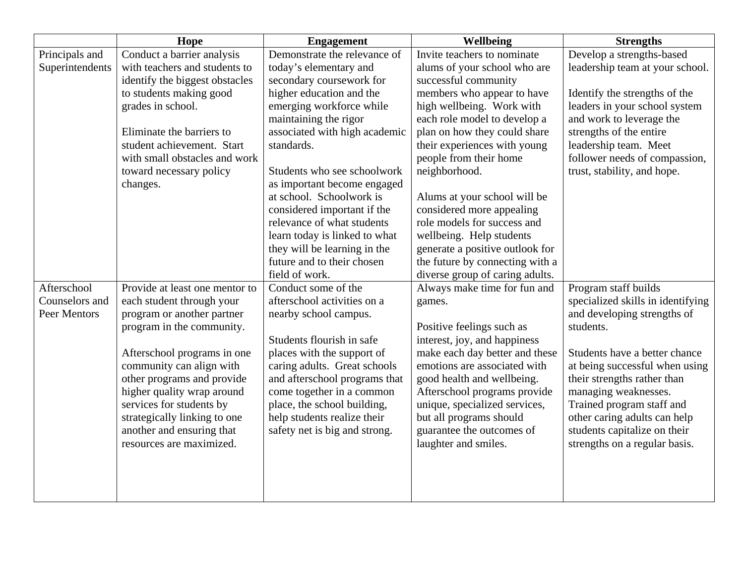| | Hope | Engagement | Wellbeing | Strengths |
|---|---|---|---|---|
| Principals and Superintendents | Conduct a barrier analysis with teachers and students to identify the biggest obstacles to students making good grades in school.<br><br>Eliminate the barriers to student achievement. Start with small obstacles and work toward necessary policy changes. | Demonstrate the relevance of today's elementary and secondary coursework for higher education and the emerging workforce while maintaining the rigor associated with high academic standards.<br><br>Students who see schoolwork as important become engaged at school. Schoolwork is considered important if the relevance of what students learn today is linked to what they will be learning in the future and to their chosen field of work. | Invite teachers to nominate alums of your school who are successful community members who appear to have high wellbeing. Work with each role model to develop a plan on how they could share their experiences with young people from their home neighborhood.<br><br>Alums at your school will be considered more appealing role models for success and wellbeing. Help students generate a positive outlook for the future by connecting with a diverse group of caring adults. | Develop a strengths-based leadership team at your school.<br><br>Identify the strengths of the leaders in your school system and work to leverage the strengths of the entire leadership team. Meet follower needs of compassion, trust, stability, and hope. |
| Afterschool Counselors and Peer Mentors | Provide at least one mentor to each student through your program or another partner program in the community.<br><br>Afterschool programs in one community can align with other programs and provide higher quality wrap around services for students by strategically linking to one another and ensuring that resources are maximized. | Conduct some of the afterschool activities on a nearby school campus.<br><br>Students flourish in safe places with the support of caring adults. Great schools and afterschool programs that come together in a common place, the school building, help students realize their safety net is big and strong. | Always make time for fun and games.<br><br>Positive feelings such as interest, joy, and happiness make each day better and these emotions are associated with good health and wellbeing. Afterschool programs provide unique, specialized services, but all programs should guarantee the outcomes of laughter and smiles. | Program staff builds specialized skills in identifying and developing strengths of students.<br><br>Students have a better chance at being successful when using their strengths rather than managing weaknesses. Trained program staff and other caring adults can help students capitalize on their strengths on a regular basis. |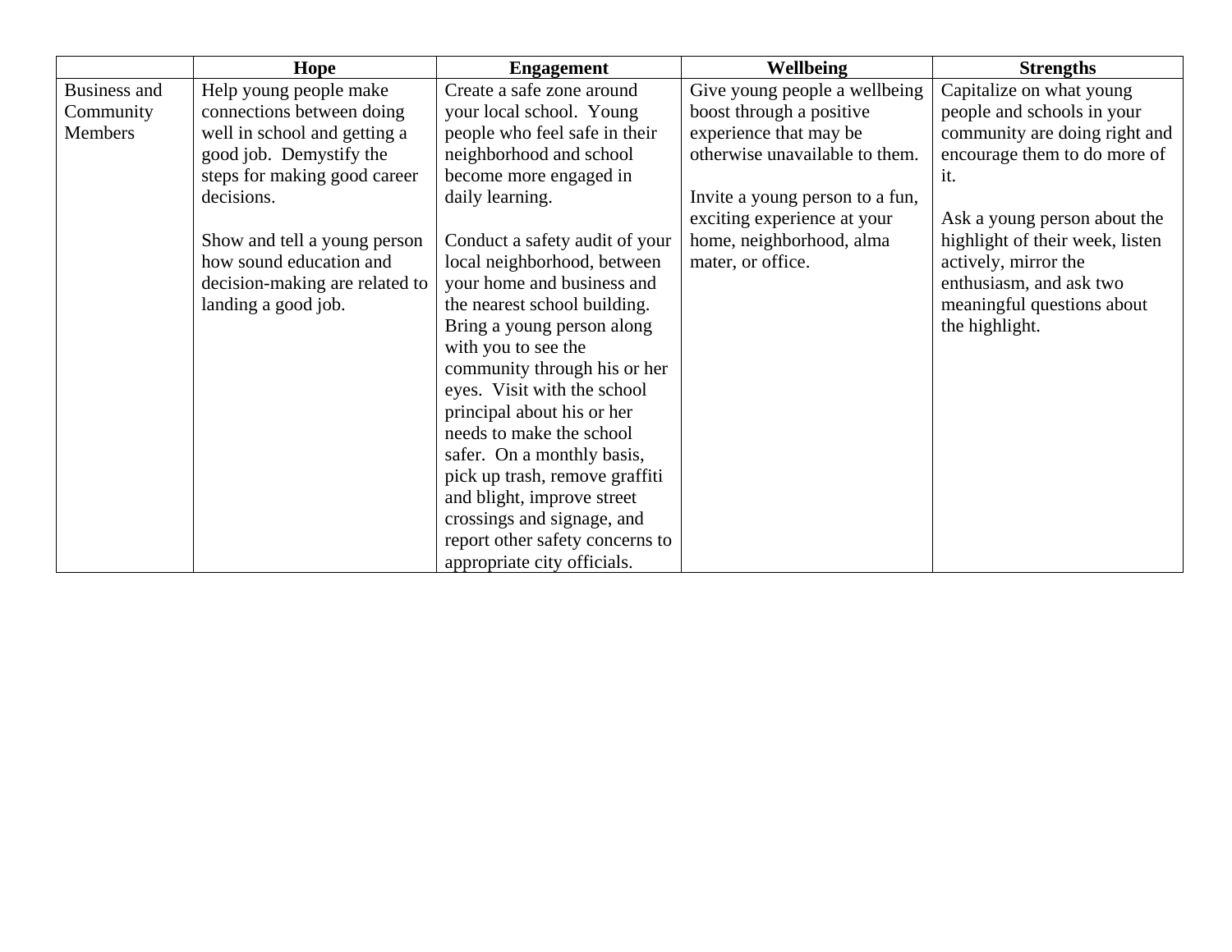| | Hope | Engagement | Wellbeing | Strengths |
|---|---|---|---|---|
| Business and Community Members | Help young people make connections between doing well in school and getting a good job. Demystify the steps for making good career decisions.<br><br>Show and tell a young person how sound education and decision-making are related to landing a good job. | Create a safe zone around your local school. Young people who feel safe in their neighborhood and school become more engaged in daily learning.<br><br>Conduct a safety audit of your local neighborhood, between your home and business and the nearest school building. Bring a young person along with you to see the community through his or her eyes. Visit with the school principal about his or her needs to make the school safer. On a monthly basis, pick up trash, remove graffiti and blight, improve street crossings and signage, and report other safety concerns to appropriate city officials. | Give young people a wellbeing boost through a positive experience that may be otherwise unavailable to them.<br><br>Invite a young person to a fun, exciting experience at your home, neighborhood, alma mater, or office. | Capitalize on what young people and schools in your community are doing right and encourage them to do more of it.<br><br>Ask a young person about the highlight of their week, listen actively, mirror the enthusiasm, and ask two meaningful questions about the highlight. |